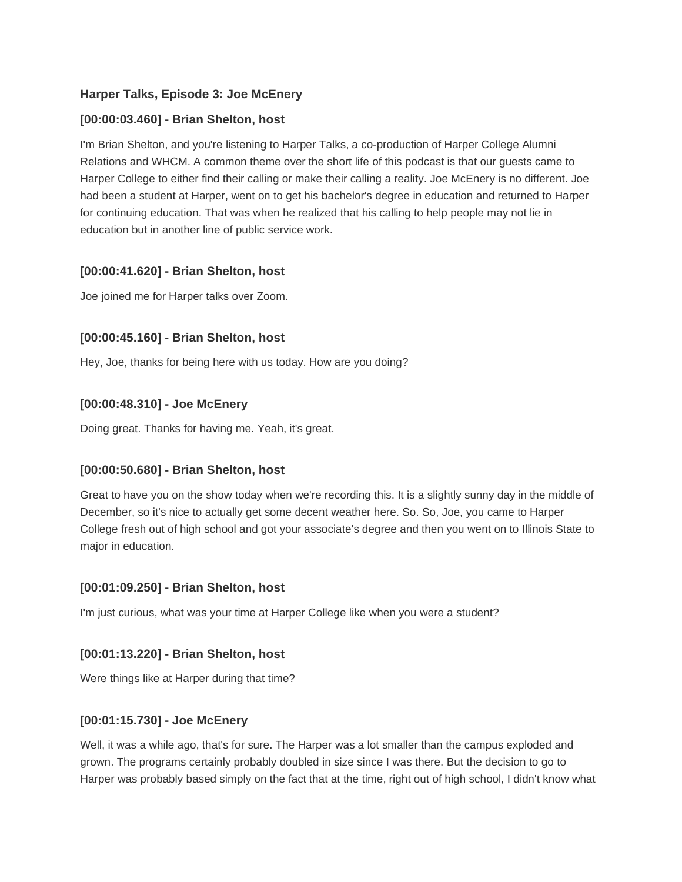**Harper Talks, Episode 3: Joe McEnery**

**[00:00:03.460] - Brian Shelton, host**

I'm Brian Shelton, and you're listening to Harper Talks, a co-production of Harper College Alumni Relations and WHCM. A common theme over the short life of this podcast is that our guests came to Harper College to either find their calling or make their calling a reality. Joe McEnery is no different. Joe had been a student at Harper, went on to get his bachelor's degree in education and returned to Harper for continuing education. That was when he realized that his calling to help people may not lie in education but in another line of public service work.

**[00:00:41.620] - Brian Shelton, host**

Joe joined me for Harper talks over Zoom.

**[00:00:45.160] - Brian Shelton, host**

Hey, Joe, thanks for being here with us today. How are you doing?

**[00:00:48.310] - Joe McEnery**

Doing great. Thanks for having me. Yeah, it's great.

**[00:00:50.680] - Brian Shelton, host**

Great to have you on the show today when we're recording this. It is a slightly sunny day in the middle of December, so it's nice to actually get some decent weather here. So. So, Joe, you came to Harper College fresh out of high school and got your associate's degree and then you went on to Illinois State to major in education.

**[00:01:09.250] - Brian Shelton, host**

I'm just curious, what was your time at Harper College like when you were a student?

**[00:01:13.220] - Brian Shelton, host**

Were things like at Harper during that time?

**[00:01:15.730] - Joe McEnery**

Well, it was a while ago, that's for sure. The Harper was a lot smaller than the campus exploded and grown. The programs certainly probably doubled in size since I was there. But the decision to go to Harper was probably based simply on the fact that at the time, right out of high school, I didn't know what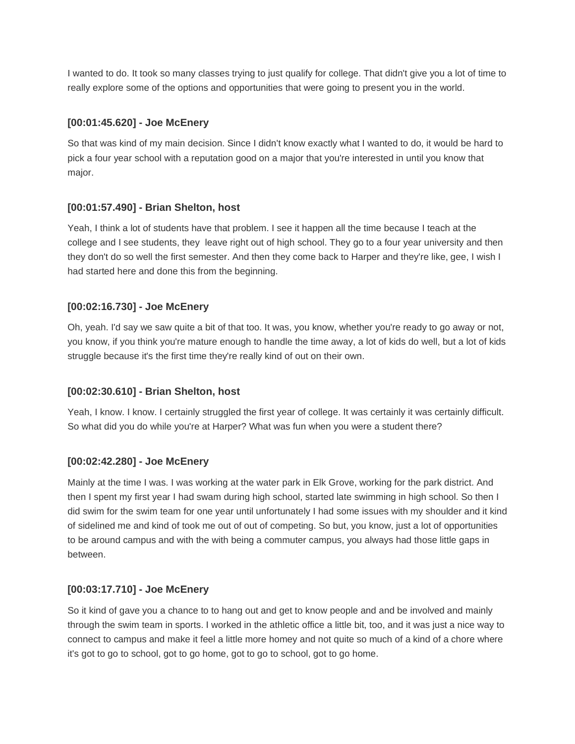I wanted to do. It took so many classes trying to just qualify for college. That didn't give you a lot of time to really explore some of the options and opportunities that were going to present you in the world.

**[00:01:45.620] - Joe McEnery**

So that was kind of my main decision. Since I didn't know exactly what I wanted to do, it would be hard to pick a four year school with a reputation good on a major that you're interested in until you know that major.

**[00:01:57.490] - Brian Shelton, host**

Yeah, I think a lot of students have that problem. I see it happen all the time because I teach at the college and I see students, they leave right out of high school. They go to a four year university and then they don't do so well the first semester. And then they come back to Harper and they're like, gee, I wish I had started here and done this from the beginning.

**[00:02:16.730] - Joe McEnery**

Oh, yeah. I'd say we saw quite a bit of that too. It was, you know, whether you're ready to go away or not, you know, if you think you're mature enough to handle the time away, a lot of kids do well, but a lot of kids struggle because it's the first time they're really kind of out on their own.

**[00:02:30.610] - Brian Shelton, host**

Yeah, I know. I know. I certainly struggled the first year of college. It was certainly it was certainly difficult. So what did you do while you're at Harper? What was fun when you were a student there?

**[00:02:42.280] - Joe McEnery**

Mainly at the time I was. I was working at the water park in Elk Grove, working for the park district. And then I spent my first year I had swam during high school, started late swimming in high school. So then I did swim for the swim team for one year until unfortunately I had some issues with my shoulder and it kind of sidelined me and kind of took me out of out of competing. So but, you know, just a lot of opportunities to be around campus and with the with being a commuter campus, you always had those little gaps in between.

**[00:03:17.710] - Joe McEnery**

So it kind of gave you a chance to to hang out and get to know people and and be involved and mainly through the swim team in sports. I worked in the athletic office a little bit, too, and it was just a nice way to connect to campus and make it feel a little more homey and not quite so much of a kind of a chore where it's got to go to school, got to go home, got to go to school, got to go home.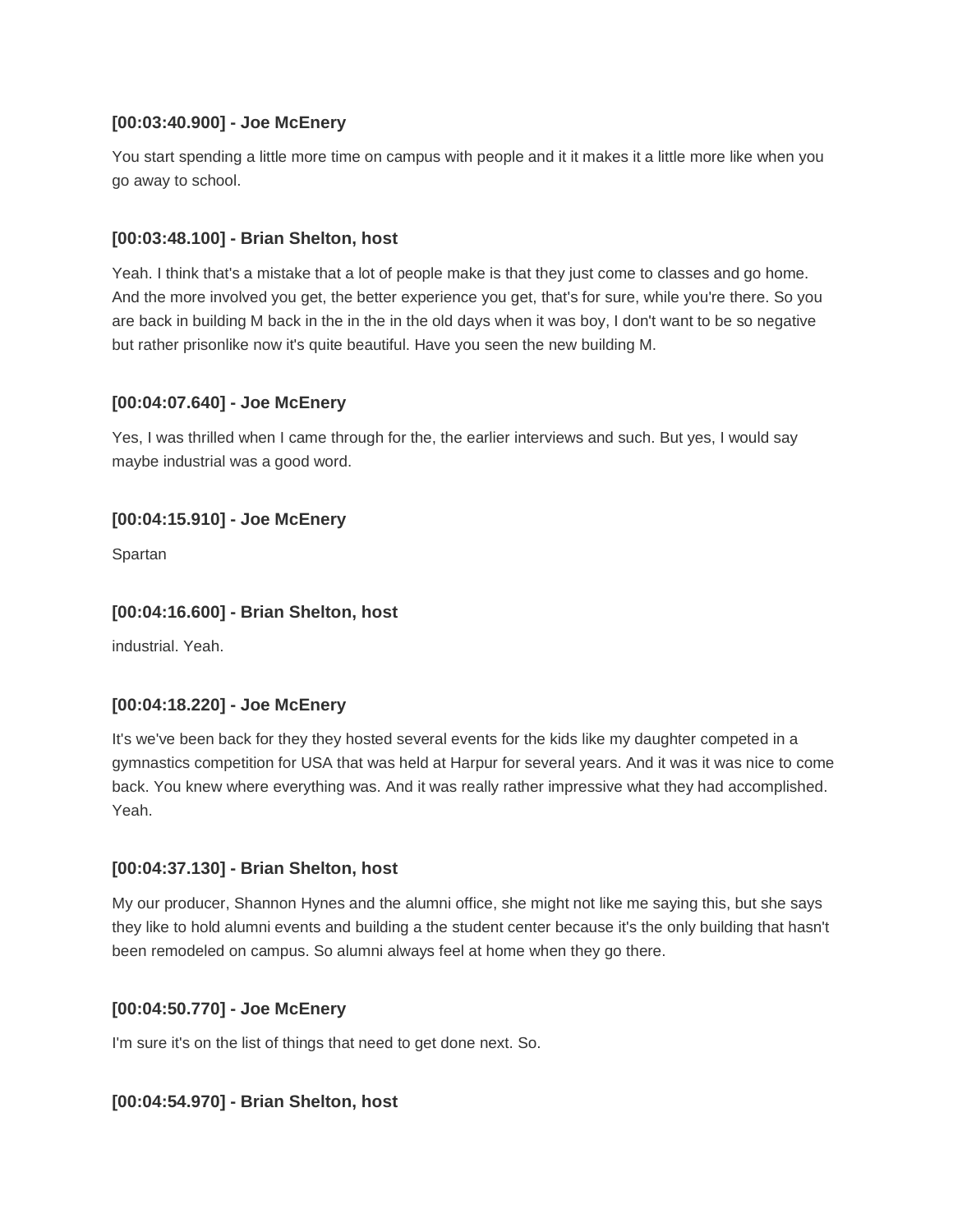**[00:03:40.900] - Joe McEnery**

You start spending a little more time on campus with people and it it makes it a little more like when you go away to school.

**[00:03:48.100] - Brian Shelton, host**

Yeah. I think that's a mistake that a lot of people make is that they just come to classes and go home. And the more involved you get, the better experience you get, that's for sure, while you're there. So you are back in building M back in the in the in the old days when it was boy, I don't want to be so negative but rather prisonlike now it's quite beautiful. Have you seen the new building M.

**[00:04:07.640] - Joe McEnery**

Yes, I was thrilled when I came through for the, the earlier interviews and such. But yes, I would say maybe industrial was a good word.

**[00:04:15.910] - Joe McEnery**

Spartan

**[00:04:16.600] - Brian Shelton, host**

industrial. Yeah.

**[00:04:18.220] - Joe McEnery**

It's we've been back for they they hosted several events for the kids like my daughter competed in a gymnastics competition for USA that was held at Harpur for several years. And it was it was nice to come back. You knew where everything was. And it was really rather impressive what they had accomplished. Yeah.

**[00:04:37.130] - Brian Shelton, host**

My our producer, Shannon Hynes and the alumni office, she might not like me saying this, but she says they like to hold alumni events and building a the student center because it's the only building that hasn't been remodeled on campus. So alumni always feel at home when they go there.

**[00:04:50.770] - Joe McEnery**

I'm sure it's on the list of things that need to get done next. So.

**[00:04:54.970] - Brian Shelton, host**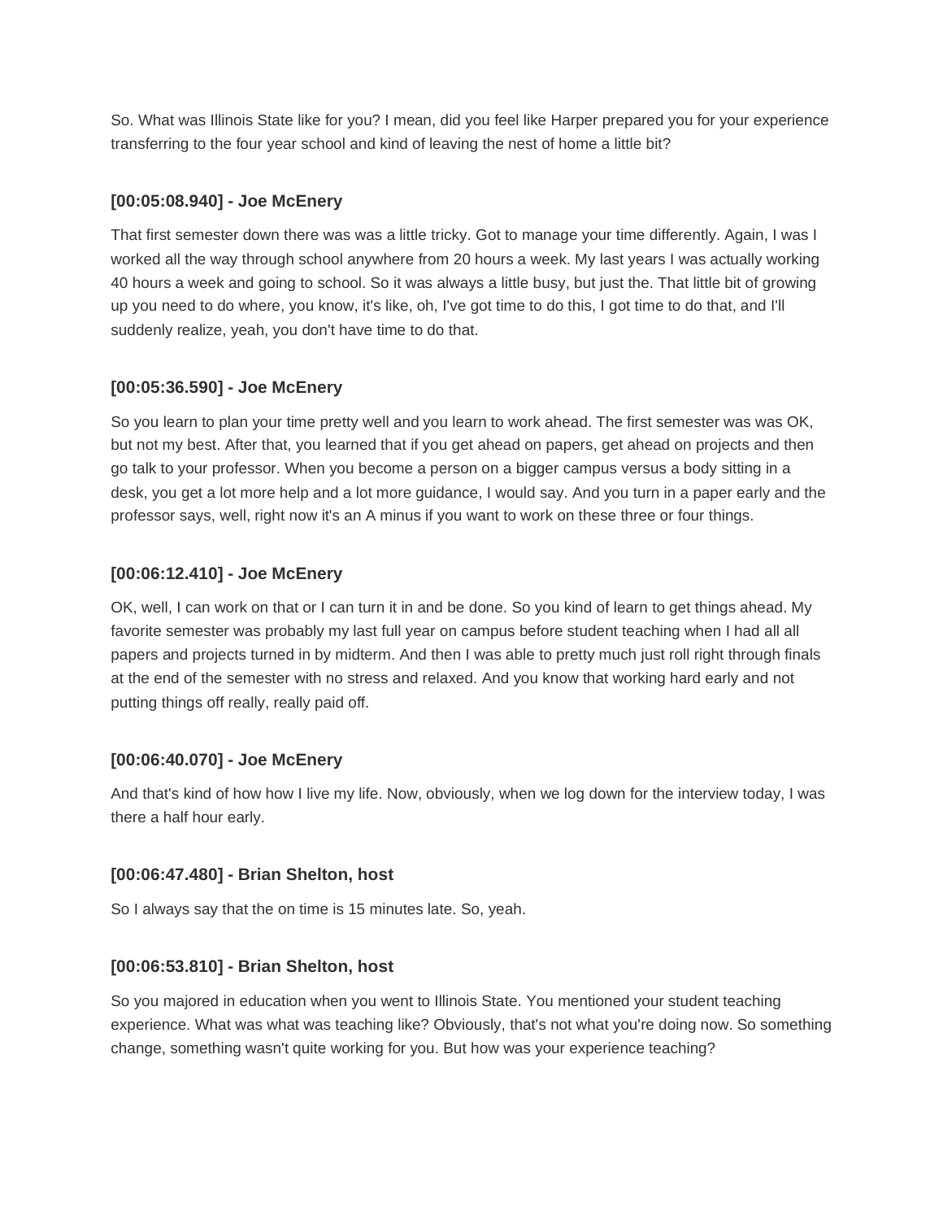So. What was Illinois State like for you? I mean, did you feel like Harper prepared you for your experience transferring to the four year school and kind of leaving the nest of home a little bit?

### [00:05:08.940] - Joe McEnery

That first semester down there was was a little tricky. Got to manage your time differently. Again, I was I worked all the way through school anywhere from 20 hours a week. My last years I was actually working 40 hours a week and going to school. So it was always a little busy, but just the. That little bit of growing up you need to do where, you know, it's like, oh, I've got time to do this, I got time to do that, and I'll suddenly realize, yeah, you don't have time to do that.

### [00:05:36.590] - Joe McEnery

So you learn to plan your time pretty well and you learn to work ahead. The first semester was was OK, but not my best. After that, you learned that if you get ahead on papers, get ahead on projects and then go talk to your professor. When you become a person on a bigger campus versus a body sitting in a desk, you get a lot more help and a lot more guidance, I would say. And you turn in a paper early and the professor says, well, right now it's an A minus if you want to work on these three or four things.

### [00:06:12.410] - Joe McEnery

OK, well, I can work on that or I can turn it in and be done. So you kind of learn to get things ahead. My favorite semester was probably my last full year on campus before student teaching when I had all all papers and projects turned in by midterm. And then I was able to pretty much just roll right through finals at the end of the semester with no stress and relaxed. And you know that working hard early and not putting things off really, really paid off.

### [00:06:40.070] - Joe McEnery

And that's kind of how how I live my life. Now, obviously, when we log down for the interview today, I was there a half hour early.

### [00:06:47.480] - Brian Shelton, host

So I always say that the on time is 15 minutes late. So, yeah.

### [00:06:53.810] - Brian Shelton, host

So you majored in education when you went to Illinois State. You mentioned your student teaching experience. What was what was teaching like? Obviously, that's not what you're doing now. So something change, something wasn't quite working for you. But how was your experience teaching?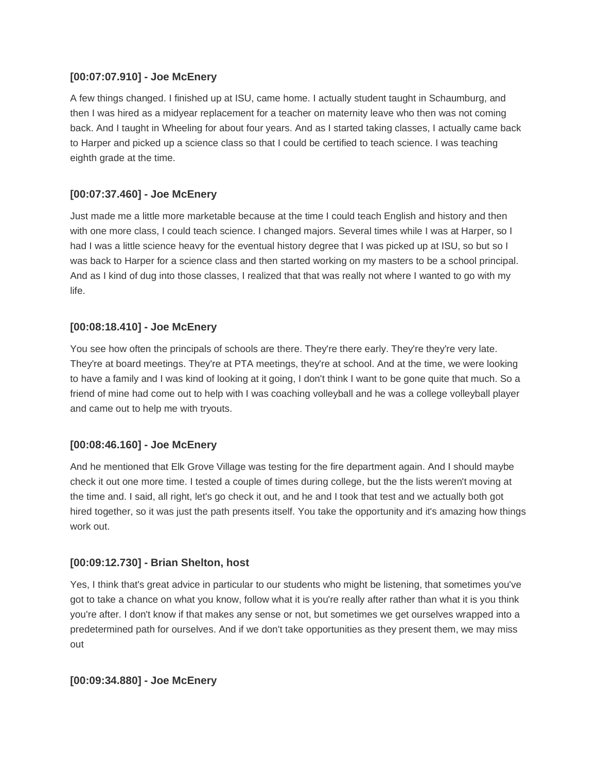### [00:07:07.910] - Joe McEnery

A few things changed. I finished up at ISU, came home. I actually student taught in Schaumburg, and then I was hired as a midyear replacement for a teacher on maternity leave who then was not coming back. And I taught in Wheeling for about four years. And as I started taking classes, I actually came back to Harper and picked up a science class so that I could be certified to teach science. I was teaching eighth grade at the time.

### [00:07:37.460] - Joe McEnery

Just made me a little more marketable because at the time I could teach English and history and then with one more class, I could teach science. I changed majors. Several times while I was at Harper, so I had I was a little science heavy for the eventual history degree that I was picked up at ISU, so but so I was back to Harper for a science class and then started working on my masters to be a school principal. And as I kind of dug into those classes, I realized that that was really not where I wanted to go with my life.

### [00:08:18.410] - Joe McEnery

You see how often the principals of schools are there. They're there early. They're they're very late. They're at board meetings. They're at PTA meetings, they're at school. And at the time, we were looking to have a family and I was kind of looking at it going, I don't think I want to be gone quite that much. So a friend of mine had come out to help with I was coaching volleyball and he was a college volleyball player and came out to help me with tryouts.

### [00:08:46.160] - Joe McEnery

And he mentioned that Elk Grove Village was testing for the fire department again. And I should maybe check it out one more time. I tested a couple of times during college, but the the lists weren't moving at the time and. I said, all right, let's go check it out, and he and I took that test and we actually both got hired together, so it was just the path presents itself. You take the opportunity and it's amazing how things work out.

### [00:09:12.730] - Brian Shelton, host

Yes, I think that's great advice in particular to our students who might be listening, that sometimes you've got to take a chance on what you know, follow what it is you're really after rather than what it is you think you're after. I don't know if that makes any sense or not, but sometimes we get ourselves wrapped into a predetermined path for ourselves. And if we don't take opportunities as they present them, we may miss out

### [00:09:34.880] - Joe McEnery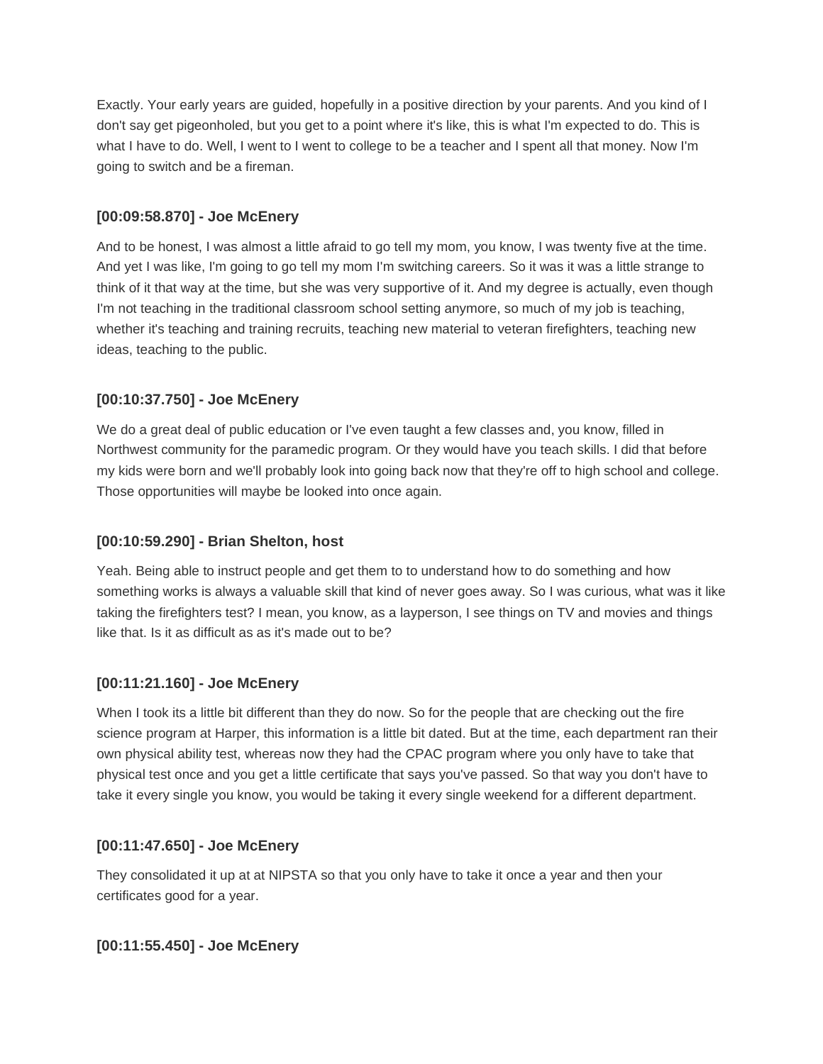Exactly. Your early years are guided, hopefully in a positive direction by your parents. And you kind of I don't say get pigeonholed, but you get to a point where it's like, this is what I'm expected to do. This is what I have to do. Well, I went to I went to college to be a teacher and I spent all that money. Now I'm going to switch and be a fireman.

### [00:09:58.870] - Joe McEnery

And to be honest, I was almost a little afraid to go tell my mom, you know, I was twenty five at the time. And yet I was like, I'm going to go tell my mom I'm switching careers. So it was it was a little strange to think of it that way at the time, but she was very supportive of it. And my degree is actually, even though I'm not teaching in the traditional classroom school setting anymore, so much of my job is teaching, whether it's teaching and training recruits, teaching new material to veteran firefighters, teaching new ideas, teaching to the public.

### [00:10:37.750] - Joe McEnery

We do a great deal of public education or I've even taught a few classes and, you know, filled in Northwest community for the paramedic program. Or they would have you teach skills. I did that before my kids were born and we'll probably look into going back now that they're off to high school and college. Those opportunities will maybe be looked into once again.

### [00:10:59.290] - Brian Shelton, host

Yeah. Being able to instruct people and get them to to understand how to do something and how something works is always a valuable skill that kind of never goes away. So I was curious, what was it like taking the firefighters test? I mean, you know, as a layperson, I see things on TV and movies and things like that. Is it as difficult as as it's made out to be?

### [00:11:21.160] - Joe McEnery

When I took its a little bit different than they do now. So for the people that are checking out the fire science program at Harper, this information is a little bit dated. But at the time, each department ran their own physical ability test, whereas now they had the CPAC program where you only have to take that physical test once and you get a little certificate that says you've passed. So that way you don't have to take it every single you know, you would be taking it every single weekend for a different department.

### [00:11:47.650] - Joe McEnery

They consolidated it up at at NIPSTA so that you only have to take it once a year and then your certificates good for a year.

### [00:11:55.450] - Joe McEnery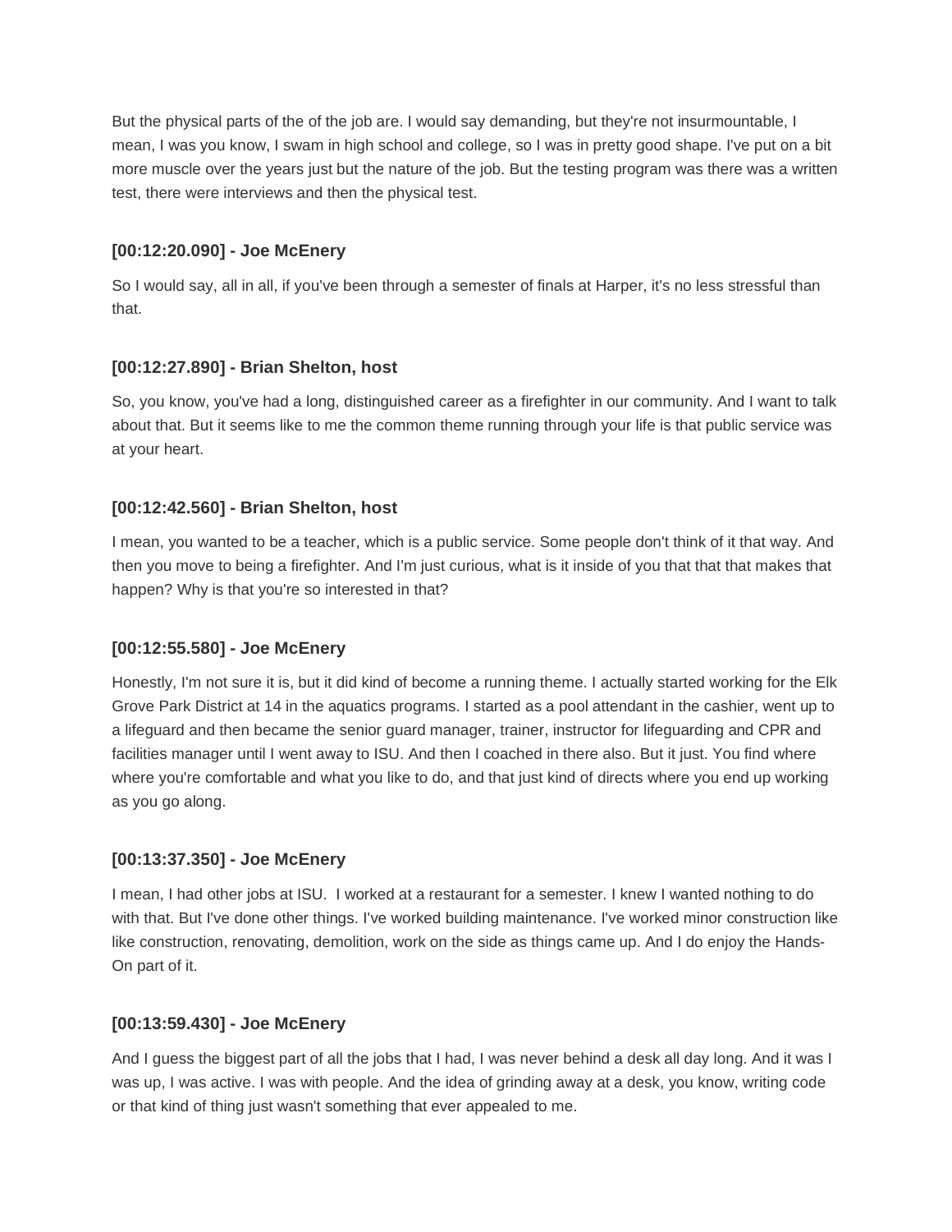But the physical parts of the of the job are. I would say demanding, but they're not insurmountable, I mean, I was you know, I swam in high school and college, so I was in pretty good shape. I've put on a bit more muscle over the years just but the nature of the job. But the testing program was there was a written test, there were interviews and then the physical test.

**[00:12:20.090] - Joe McEnery**

So I would say, all in all, if you've been through a semester of finals at Harper, it's no less stressful than that.

**[00:12:27.890] - Brian Shelton, host**

So, you know, you've had a long, distinguished career as a firefighter in our community. And I want to talk about that. But it seems like to me the common theme running through your life is that public service was at your heart.

**[00:12:42.560] - Brian Shelton, host**

I mean, you wanted to be a teacher, which is a public service. Some people don't think of it that way. And then you move to being a firefighter. And I'm just curious, what is it inside of you that that that makes that happen? Why is that you're so interested in that?

**[00:12:55.580] - Joe McEnery**

Honestly, I'm not sure it is, but it did kind of become a running theme. I actually started working for the Elk Grove Park District at 14 in the aquatics programs. I started as a pool attendant in the cashier, went up to a lifeguard and then became the senior guard manager, trainer, instructor for lifeguarding and CPR and facilities manager until I went away to ISU. And then I coached in there also. But it just. You find where where you're comfortable and what you like to do, and that just kind of directs where you end up working as you go along.

**[00:13:37.350] - Joe McEnery**

I mean, I had other jobs at ISU. I worked at a restaurant for a semester. I knew I wanted nothing to do with that. But I've done other things. I've worked building maintenance. I've worked minor construction like like construction, renovating, demolition, work on the side as things came up. And I do enjoy the Hands-On part of it.

**[00:13:59.430] - Joe McEnery**

And I guess the biggest part of all the jobs that I had, I was never behind a desk all day long. And it was I was up, I was active. I was with people. And the idea of grinding away at a desk, you know, writing code or that kind of thing just wasn't something that ever appealed to me.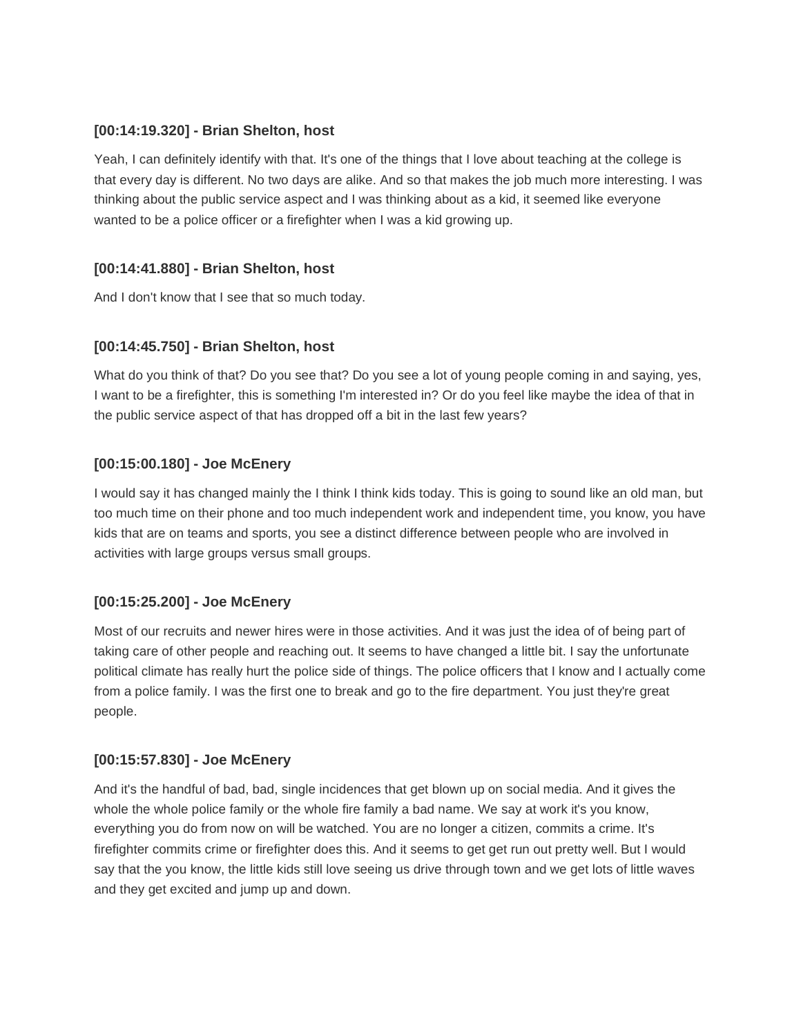**[00:14:19.320] - Brian Shelton, host**

Yeah, I can definitely identify with that. It's one of the things that I love about teaching at the college is that every day is different. No two days are alike. And so that makes the job much more interesting. I was thinking about the public service aspect and I was thinking about as a kid, it seemed like everyone wanted to be a police officer or a firefighter when I was a kid growing up.

**[00:14:41.880] - Brian Shelton, host**

And I don't know that I see that so much today.

**[00:14:45.750] - Brian Shelton, host**

What do you think of that? Do you see that? Do you see a lot of young people coming in and saying, yes, I want to be a firefighter, this is something I'm interested in? Or do you feel like maybe the idea of that in the public service aspect of that has dropped off a bit in the last few years?

**[00:15:00.180] - Joe McEnery**

I would say it has changed mainly the I think I think kids today. This is going to sound like an old man, but too much time on their phone and too much independent work and independent time, you know, you have kids that are on teams and sports, you see a distinct difference between people who are involved in activities with large groups versus small groups.

**[00:15:25.200] - Joe McEnery**

Most of our recruits and newer hires were in those activities. And it was just the idea of of being part of taking care of other people and reaching out. It seems to have changed a little bit. I say the unfortunate political climate has really hurt the police side of things. The police officers that I know and I actually come from a police family. I was the first one to break and go to the fire department. You just they're great people.

**[00:15:57.830] - Joe McEnery**

And it's the handful of bad, bad, single incidences that get blown up on social media. And it gives the whole the whole police family or the whole fire family a bad name. We say at work it's you know, everything you do from now on will be watched. You are no longer a citizen, commits a crime. It's firefighter commits crime or firefighter does this. And it seems to get get run out pretty well. But I would say that the you know, the little kids still love seeing us drive through town and we get lots of little waves and they get excited and jump up and down.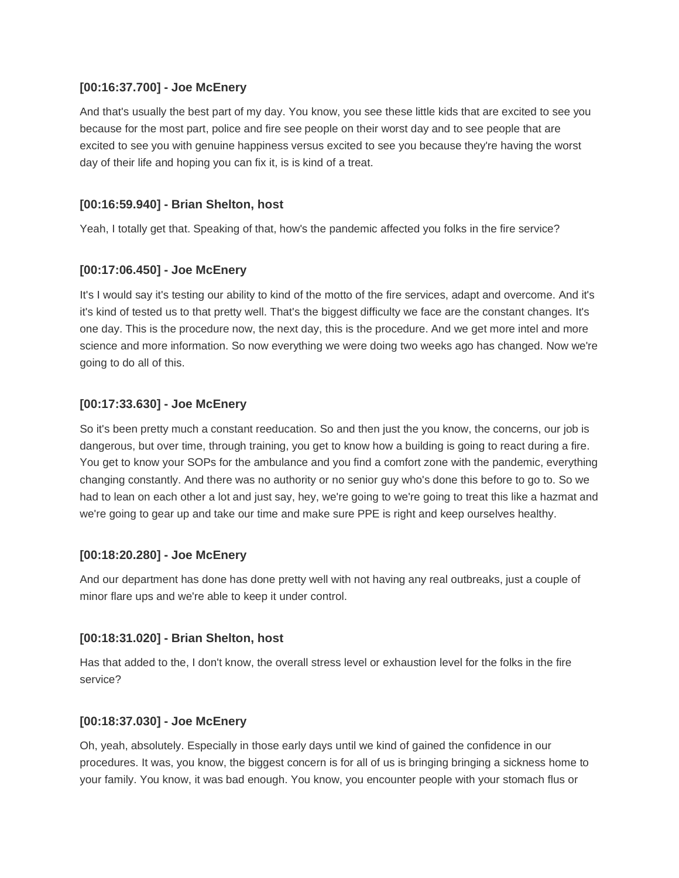**[00:16:37.700] - Joe McEnery**

And that's usually the best part of my day. You know, you see these little kids that are excited to see you because for the most part, police and fire see people on their worst day and to see people that are excited to see you with genuine happiness versus excited to see you because they're having the worst day of their life and hoping you can fix it, is is kind of a treat.

**[00:16:59.940] - Brian Shelton, host**

Yeah, I totally get that. Speaking of that, how's the pandemic affected you folks in the fire service?

**[00:17:06.450] - Joe McEnery**

It's I would say it's testing our ability to kind of the motto of the fire services, adapt and overcome. And it's it's kind of tested us to that pretty well. That's the biggest difficulty we face are the constant changes. It's one day. This is the procedure now, the next day, this is the procedure. And we get more intel and more science and more information. So now everything we were doing two weeks ago has changed. Now we're going to do all of this.

**[00:17:33.630] - Joe McEnery**

So it's been pretty much a constant reeducation. So and then just the you know, the concerns, our job is dangerous, but over time, through training, you get to know how a building is going to react during a fire. You get to know your SOPs for the ambulance and you find a comfort zone with the pandemic, everything changing constantly. And there was no authority or no senior guy who's done this before to go to. So we had to lean on each other a lot and just say, hey, we're going to we're going to treat this like a hazmat and we're going to gear up and take our time and make sure PPE is right and keep ourselves healthy.

**[00:18:20.280] - Joe McEnery**

And our department has done has done pretty well with not having any real outbreaks, just a couple of minor flare ups and we're able to keep it under control.

**[00:18:31.020] - Brian Shelton, host**

Has that added to the, I don't know, the overall stress level or exhaustion level for the folks in the fire service?

**[00:18:37.030] - Joe McEnery**

Oh, yeah, absolutely. Especially in those early days until we kind of gained the confidence in our procedures. It was, you know, the biggest concern is for all of us is bringing bringing a sickness home to your family. You know, it was bad enough. You know, you encounter people with your stomach flus or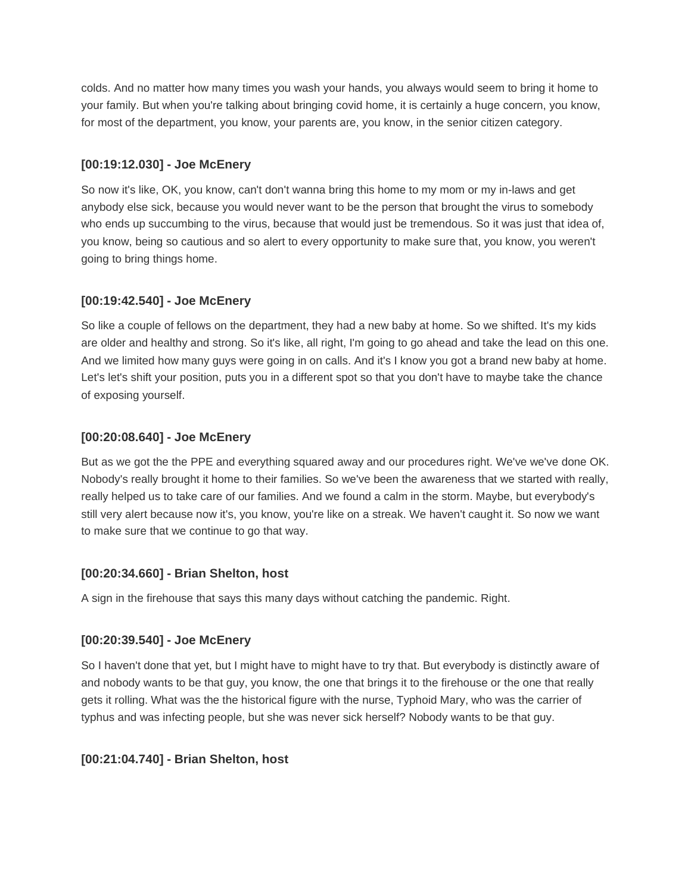colds. And no matter how many times you wash your hands, you always would seem to bring it home to your family. But when you're talking about bringing covid home, it is certainly a huge concern, you know, for most of the department, you know, your parents are, you know, in the senior citizen category.

### [00:19:12.030] - Joe McEnery

So now it's like, OK, you know, can't don't wanna bring this home to my mom or my in-laws and get anybody else sick, because you would never want to be the person that brought the virus to somebody who ends up succumbing to the virus, because that would just be tremendous. So it was just that idea of, you know, being so cautious and so alert to every opportunity to make sure that, you know, you weren't going to bring things home.

### [00:19:42.540] - Joe McEnery

So like a couple of fellows on the department, they had a new baby at home. So we shifted. It's my kids are older and healthy and strong. So it's like, all right, I'm going to go ahead and take the lead on this one. And we limited how many guys were going in on calls. And it's I know you got a brand new baby at home. Let's let's shift your position, puts you in a different spot so that you don't have to maybe take the chance of exposing yourself.

### [00:20:08.640] - Joe McEnery

But as we got the the PPE and everything squared away and our procedures right. We've we've done OK. Nobody's really brought it home to their families. So we've been the awareness that we started with really, really helped us to take care of our families. And we found a calm in the storm. Maybe, but everybody's still very alert because now it's, you know, you're like on a streak. We haven't caught it. So now we want to make sure that we continue to go that way.

### [00:20:34.660] - Brian Shelton, host

A sign in the firehouse that says this many days without catching the pandemic. Right.

### [00:20:39.540] - Joe McEnery

So I haven't done that yet, but I might have to might have to try that. But everybody is distinctly aware of and nobody wants to be that guy, you know, the one that brings it to the firehouse or the one that really gets it rolling. What was the the historical figure with the nurse, Typhoid Mary, who was the carrier of typhus and was infecting people, but she was never sick herself? Nobody wants to be that guy.

### [00:21:04.740] - Brian Shelton, host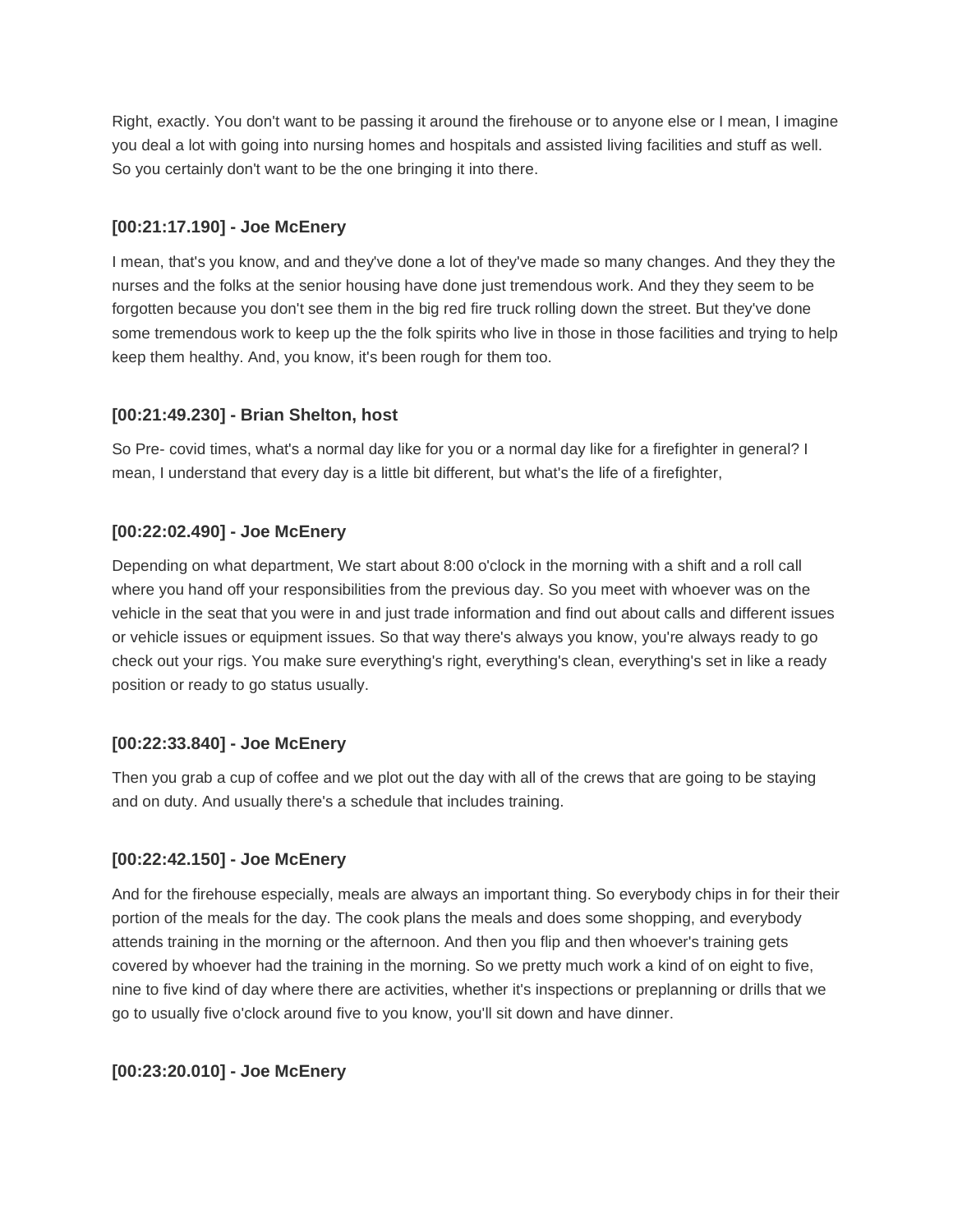Right, exactly. You don't want to be passing it around the firehouse or to anyone else or I mean, I imagine you deal a lot with going into nursing homes and hospitals and assisted living facilities and stuff as well. So you certainly don't want to be the one bringing it into there.

### [00:21:17.190] - Joe McEnery

I mean, that's you know, and and they've done a lot of they've made so many changes. And they they the nurses and the folks at the senior housing have done just tremendous work. And they they seem to be forgotten because you don't see them in the big red fire truck rolling down the street. But they've done some tremendous work to keep up the the folk spirits who live in those in those facilities and trying to help keep them healthy. And, you know, it's been rough for them too.

### [00:21:49.230] - Brian Shelton, host

So Pre- covid times, what's a normal day like for you or a normal day like for a firefighter in general? I mean, I understand that every day is a little bit different, but what's the life of a firefighter,

### [00:22:02.490] - Joe McEnery

Depending on what department, We start about 8:00 o'clock in the morning with a shift and a roll call where you hand off your responsibilities from the previous day. So you meet with whoever was on the vehicle in the seat that you were in and just trade information and find out about calls and different issues or vehicle issues or equipment issues. So that way there's always you know, you're always ready to go check out your rigs. You make sure everything's right, everything's clean, everything's set in like a ready position or ready to go status usually.

### [00:22:33.840] - Joe McEnery

Then you grab a cup of coffee and we plot out the day with all of the crews that are going to be staying and on duty. And usually there's a schedule that includes training.

### [00:22:42.150] - Joe McEnery

And for the firehouse especially, meals are always an important thing. So everybody chips in for their their portion of the meals for the day. The cook plans the meals and does some shopping, and everybody attends training in the morning or the afternoon. And then you flip and then whoever's training gets covered by whoever had the training in the morning. So we pretty much work a kind of on eight to five, nine to five kind of day where there are activities, whether it's inspections or preplanning or drills that we go to usually five o'clock around five to you know, you'll sit down and have dinner.

### [00:23:20.010] - Joe McEnery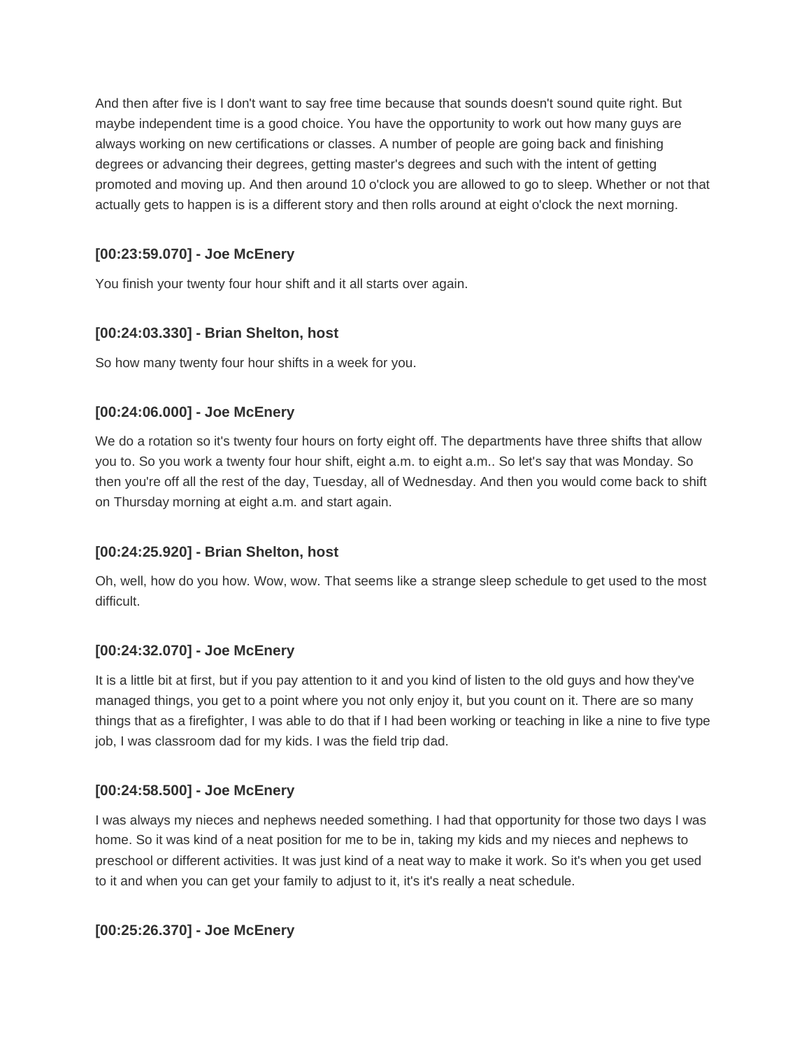And then after five is I don't want to say free time because that sounds doesn't sound quite right. But maybe independent time is a good choice. You have the opportunity to work out how many guys are always working on new certifications or classes. A number of people are going back and finishing degrees or advancing their degrees, getting master's degrees and such with the intent of getting promoted and moving up. And then around 10 o'clock you are allowed to go to sleep. Whether or not that actually gets to happen is is a different story and then rolls around at eight o'clock the next morning.

**[00:23:59.070] - Joe McEnery**

You finish your twenty four hour shift and it all starts over again.

**[00:24:03.330] - Brian Shelton, host**

So how many twenty four hour shifts in a week for you.

**[00:24:06.000] - Joe McEnery**

We do a rotation so it's twenty four hours on forty eight off. The departments have three shifts that allow you to. So you work a twenty four hour shift, eight a.m. to eight a.m.. So let's say that was Monday. So then you're off all the rest of the day, Tuesday, all of Wednesday. And then you would come back to shift on Thursday morning at eight a.m. and start again.

**[00:24:25.920] - Brian Shelton, host**

Oh, well, how do you how. Wow, wow. That seems like a strange sleep schedule to get used to the most difficult.

**[00:24:32.070] - Joe McEnery**

It is a little bit at first, but if you pay attention to it and you kind of listen to the old guys and how they've managed things, you get to a point where you not only enjoy it, but you count on it. There are so many things that as a firefighter, I was able to do that if I had been working or teaching in like a nine to five type job, I was classroom dad for my kids. I was the field trip dad.

**[00:24:58.500] - Joe McEnery**

I was always my nieces and nephews needed something. I had that opportunity for those two days I was home. So it was kind of a neat position for me to be in, taking my kids and my nieces and nephews to preschool or different activities. It was just kind of a neat way to make it work. So it's when you get used to it and when you can get your family to adjust to it, it's it's really a neat schedule.

**[00:25:26.370] - Joe McEnery**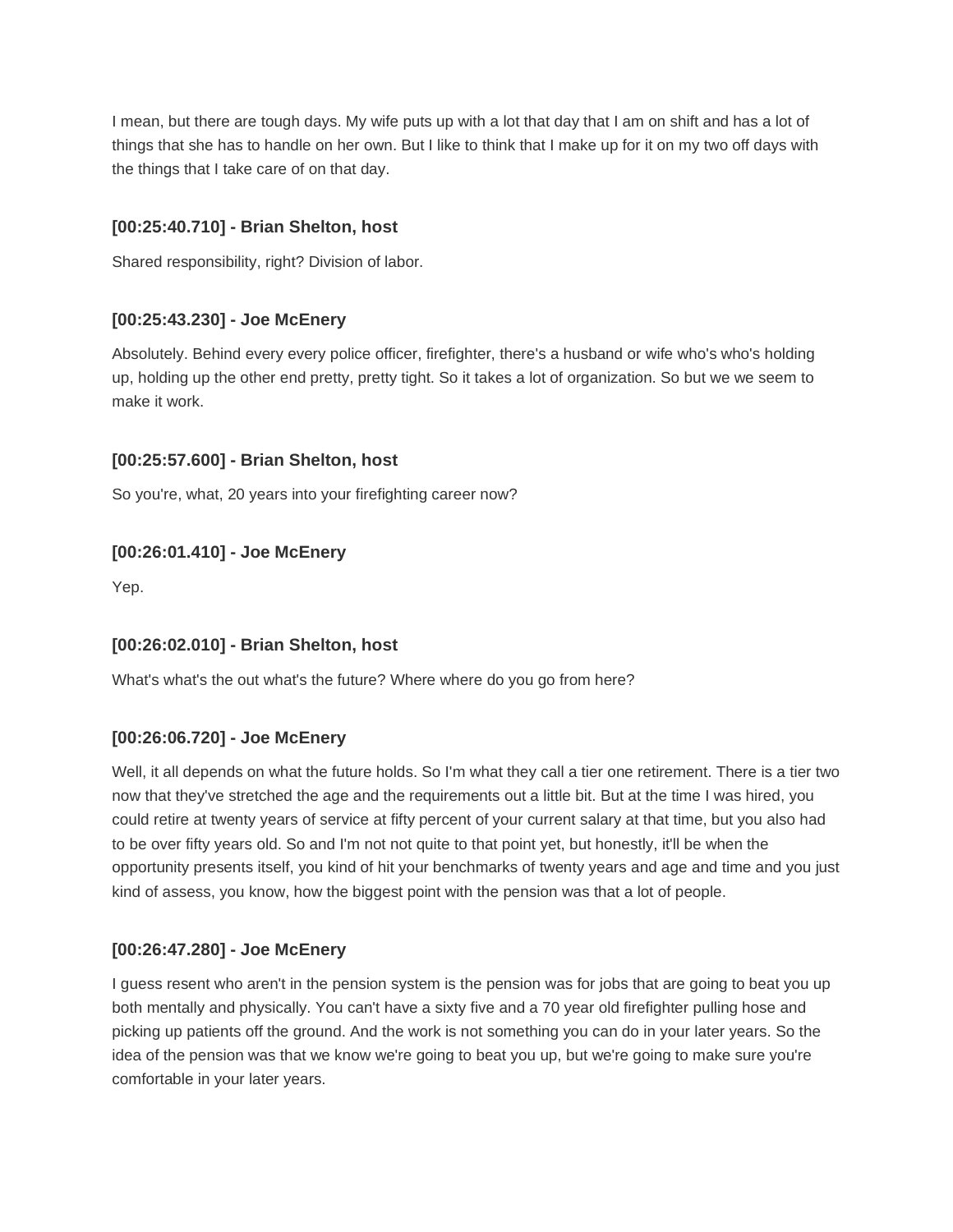I mean, but there are tough days. My wife puts up with a lot that day that I am on shift and has a lot of things that she has to handle on her own. But I like to think that I make up for it on my two off days with the things that I take care of on that day.

**[00:25:40.710] - Brian Shelton, host**

Shared responsibility, right? Division of labor.

**[00:25:43.230] - Joe McEnery**

Absolutely. Behind every every police officer, firefighter, there's a husband or wife who's who's holding up, holding up the other end pretty, pretty tight. So it takes a lot of organization. So but we we seem to make it work.

**[00:25:57.600] - Brian Shelton, host**

So you're, what, 20 years into your firefighting career now?

**[00:26:01.410] - Joe McEnery**

Yep.

**[00:26:02.010] - Brian Shelton, host**

What's what's the out what's the future? Where where do you go from here?

**[00:26:06.720] - Joe McEnery**

Well, it all depends on what the future holds. So I'm what they call a tier one retirement. There is a tier two now that they've stretched the age and the requirements out a little bit. But at the time I was hired, you could retire at twenty years of service at fifty percent of your current salary at that time, but you also had to be over fifty years old. So and I'm not not quite to that point yet, but honestly, it'll be when the opportunity presents itself, you kind of hit your benchmarks of twenty years and age and time and you just kind of assess, you know, how the biggest point with the pension was that a lot of people.

**[00:26:47.280] - Joe McEnery**

I guess resent who aren't in the pension system is the pension was for jobs that are going to beat you up both mentally and physically. You can't have a sixty five and a 70 year old firefighter pulling hose and picking up patients off the ground. And the work is not something you can do in your later years. So the idea of the pension was that we know we're going to beat you up, but we're going to make sure you're comfortable in your later years.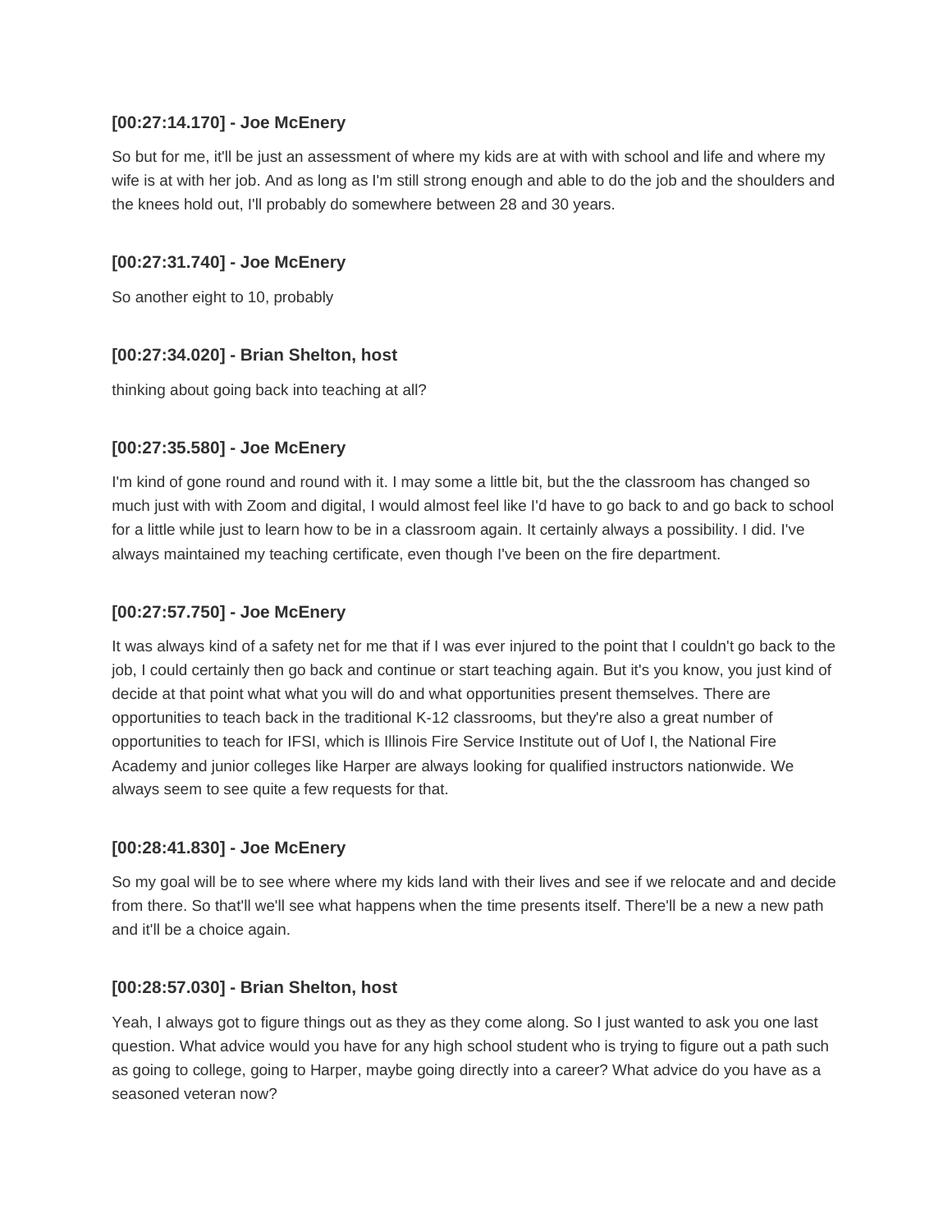**[00:27:14.170] - Joe McEnery**

So but for me, it'll be just an assessment of where my kids are at with with school and life and where my wife is at with her job. And as long as I'm still strong enough and able to do the job and the shoulders and the knees hold out, I'll probably do somewhere between 28 and 30 years.

**[00:27:31.740] - Joe McEnery**

So another eight to 10, probably

**[00:27:34.020] - Brian Shelton, host**

thinking about going back into teaching at all?

**[00:27:35.580] - Joe McEnery**

I'm kind of gone round and round with it. I may some a little bit, but the the classroom has changed so much just with with Zoom and digital, I would almost feel like I'd have to go back to and go back to school for a little while just to learn how to be in a classroom again. It certainly always a possibility. I did. I've always maintained my teaching certificate, even though I've been on the fire department.

**[00:27:57.750] - Joe McEnery**

It was always kind of a safety net for me that if I was ever injured to the point that I couldn't go back to the job, I could certainly then go back and continue or start teaching again. But it's you know, you just kind of decide at that point what what you will do and what opportunities present themselves. There are opportunities to teach back in the traditional K-12 classrooms, but they're also a great number of opportunities to teach for IFSI, which is Illinois Fire Service Institute out of Uof I, the National Fire Academy and junior colleges like Harper are always looking for qualified instructors nationwide. We always seem to see quite a few requests for that.

**[00:28:41.830] - Joe McEnery**

So my goal will be to see where where my kids land with their lives and see if we relocate and and decide from there. So that'll we'll see what happens when the time presents itself. There'll be a new a new path and it'll be a choice again.

**[00:28:57.030] - Brian Shelton, host**

Yeah, I always got to figure things out as they as they come along. So I just wanted to ask you one last question. What advice would you have for any high school student who is trying to figure out a path such as going to college, going to Harper, maybe going directly into a career? What advice do you have as a seasoned veteran now?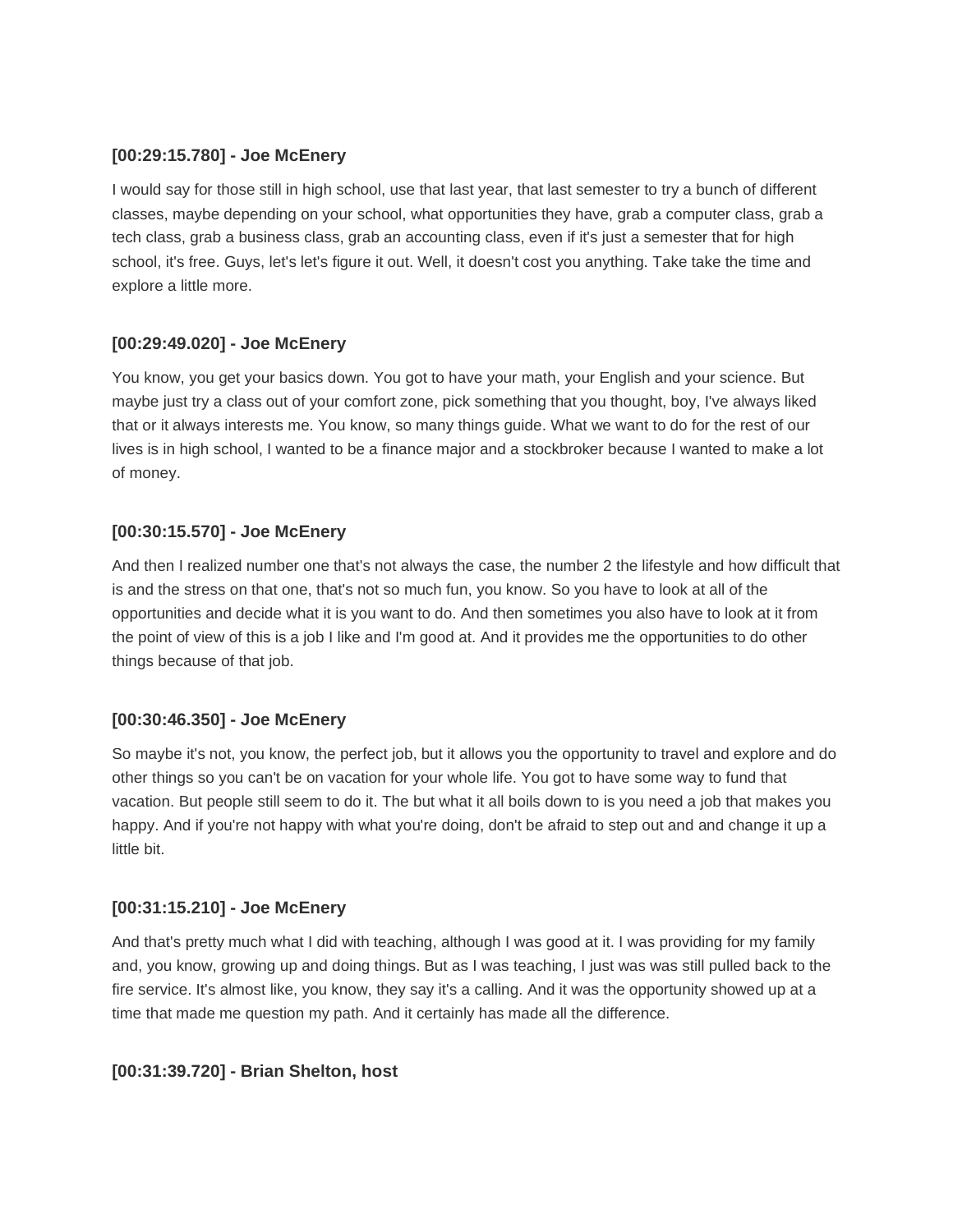**[00:29:15.780] - Joe McEnery**

I would say for those still in high school, use that last year, that last semester to try a bunch of different classes, maybe depending on your school, what opportunities they have, grab a computer class, grab a tech class, grab a business class, grab an accounting class, even if it's just a semester that for high school, it's free. Guys, let's let's figure it out. Well, it doesn't cost you anything. Take take the time and explore a little more.

**[00:29:49.020] - Joe McEnery**

You know, you get your basics down. You got to have your math, your English and your science. But maybe just try a class out of your comfort zone, pick something that you thought, boy, I've always liked that or it always interests me. You know, so many things guide. What we want to do for the rest of our lives is in high school, I wanted to be a finance major and a stockbroker because I wanted to make a lot of money.

**[00:30:15.570] - Joe McEnery**

And then I realized number one that's not always the case, the number 2 the lifestyle and how difficult that is and the stress on that one, that's not so much fun, you know. So you have to look at all of the opportunities and decide what it is you want to do. And then sometimes you also have to look at it from the point of view of this is a job I like and I'm good at. And it provides me the opportunities to do other things because of that job.

**[00:30:46.350] - Joe McEnery**

So maybe it's not, you know, the perfect job, but it allows you the opportunity to travel and explore and do other things so you can't be on vacation for your whole life. You got to have some way to fund that vacation. But people still seem to do it. The but what it all boils down to is you need a job that makes you happy. And if you're not happy with what you're doing, don't be afraid to step out and and change it up a little bit.

**[00:31:15.210] - Joe McEnery**

And that's pretty much what I did with teaching, although I was good at it. I was providing for my family and, you know, growing up and doing things. But as I was teaching, I just was was still pulled back to the fire service. It's almost like, you know, they say it's a calling. And it was the opportunity showed up at a time that made me question my path. And it certainly has made all the difference.

**[00:31:39.720] - Brian Shelton, host**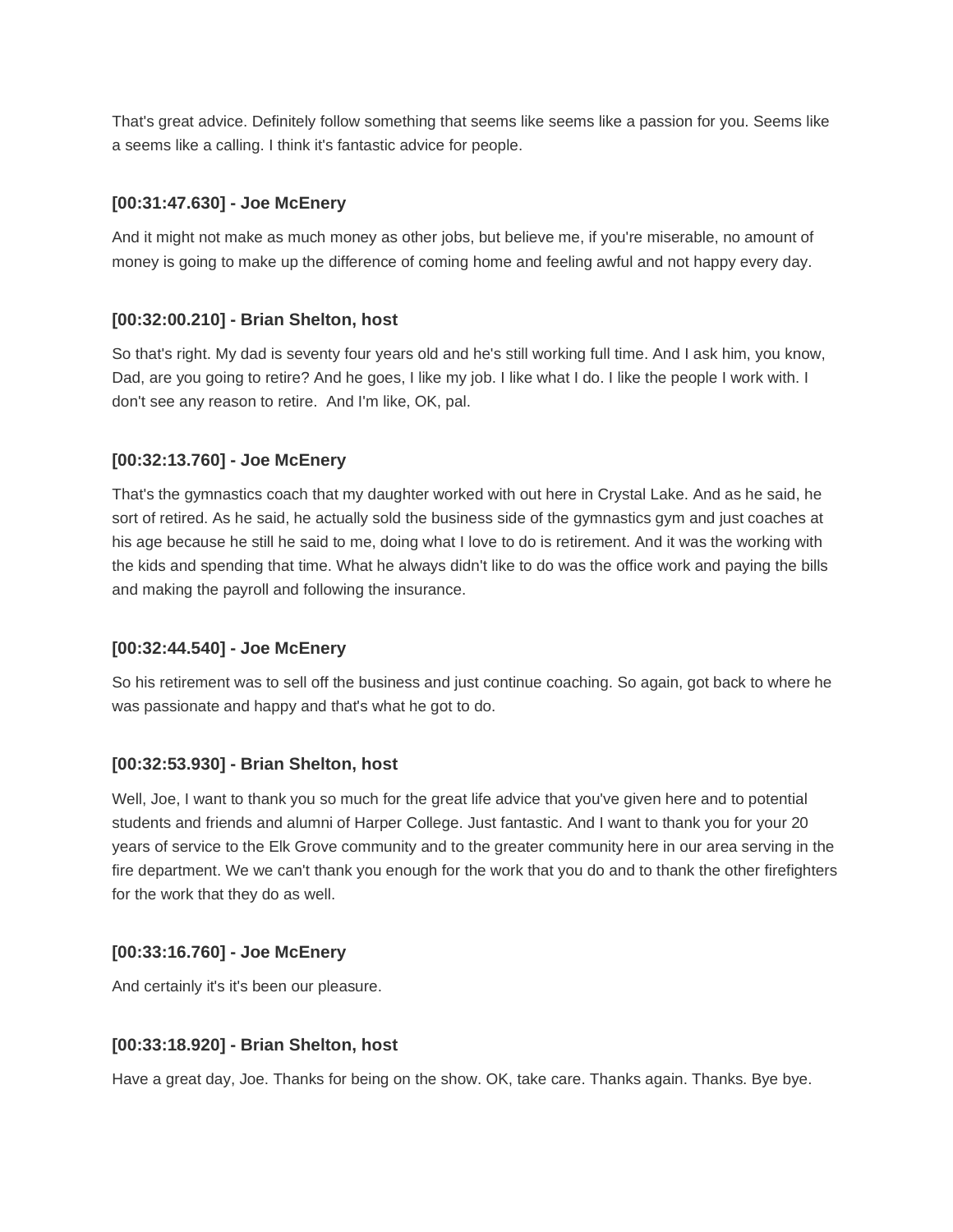That's great advice. Definitely follow something that seems like seems like a passion for you. Seems like a seems like a calling. I think it's fantastic advice for people.

### [00:31:47.630] - Joe McEnery

And it might not make as much money as other jobs, but believe me, if you're miserable, no amount of money is going to make up the difference of coming home and feeling awful and not happy every day.

### [00:32:00.210] - Brian Shelton, host

So that's right. My dad is seventy four years old and he's still working full time. And I ask him, you know, Dad, are you going to retire? And he goes, I like my job. I like what I do. I like the people I work with. I don't see any reason to retire.  And I'm like, OK, pal.

### [00:32:13.760] - Joe McEnery

That's the gymnastics coach that my daughter worked with out here in Crystal Lake. And as he said, he sort of retired. As he said, he actually sold the business side of the gymnastics gym and just coaches at his age because he still he said to me, doing what I love to do is retirement. And it was the working with the kids and spending that time. What he always didn't like to do was the office work and paying the bills and making the payroll and following the insurance.

### [00:32:44.540] - Joe McEnery

So his retirement was to sell off the business and just continue coaching. So again, got back to where he was passionate and happy and that's what he got to do.

### [00:32:53.930] - Brian Shelton, host

Well, Joe, I want to thank you so much for the great life advice that you've given here and to potential students and friends and alumni of Harper College. Just fantastic. And I want to thank you for your 20 years of service to the Elk Grove community and to the greater community here in our area serving in the fire department. We we can't thank you enough for the work that you do and to thank the other firefighters for the work that they do as well.

### [00:33:16.760] - Joe McEnery

And certainly it's it's been our pleasure.

### [00:33:18.920] - Brian Shelton, host

Have a great day, Joe. Thanks for being on the show. OK, take care. Thanks again. Thanks. Bye bye.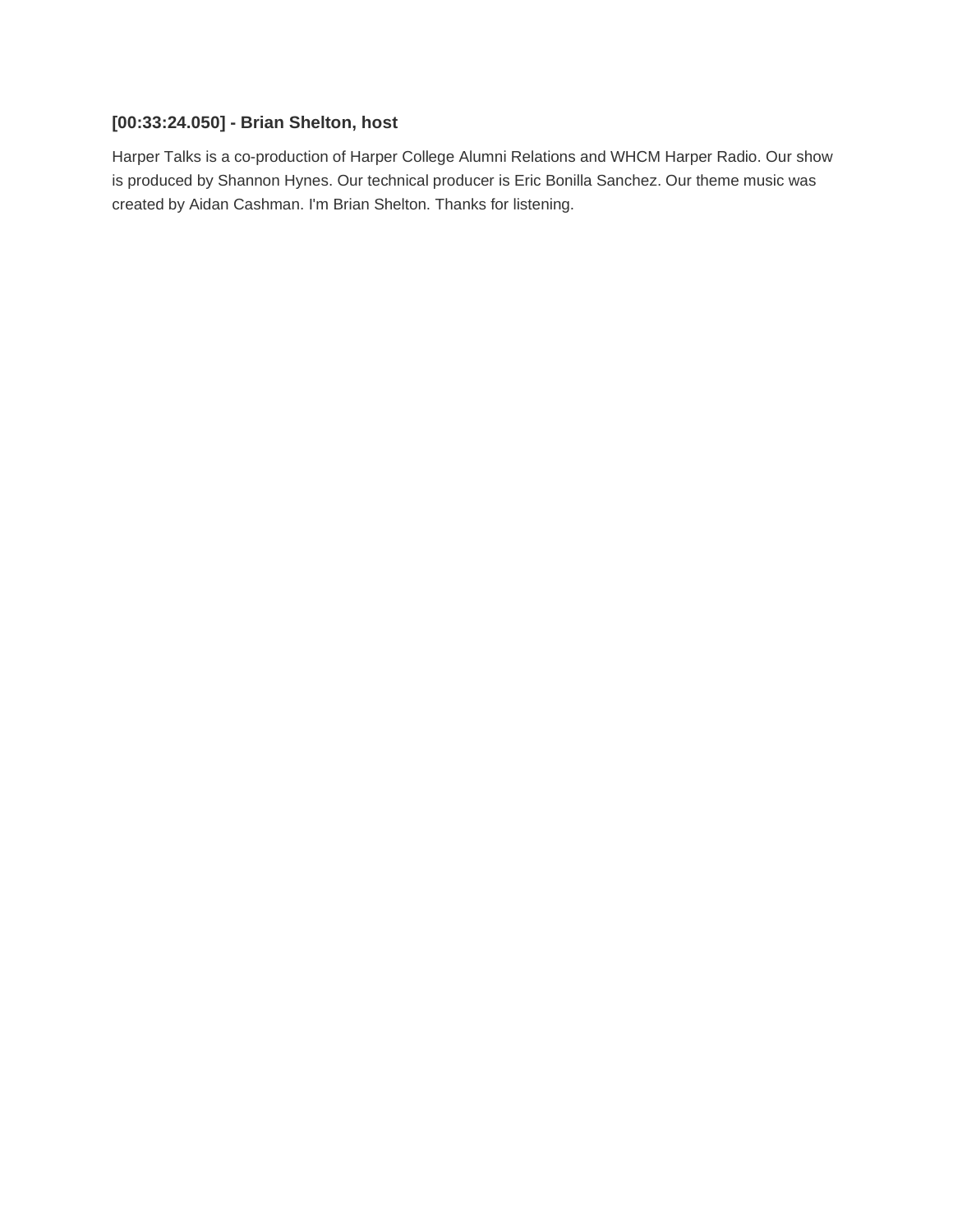**[00:33:24.050] - Brian Shelton, host**

Harper Talks is a co-production of Harper College Alumni Relations and WHCM Harper Radio. Our show is produced by Shannon Hynes. Our technical producer is Eric Bonilla Sanchez. Our theme music was created by Aidan Cashman. I'm Brian Shelton. Thanks for listening.